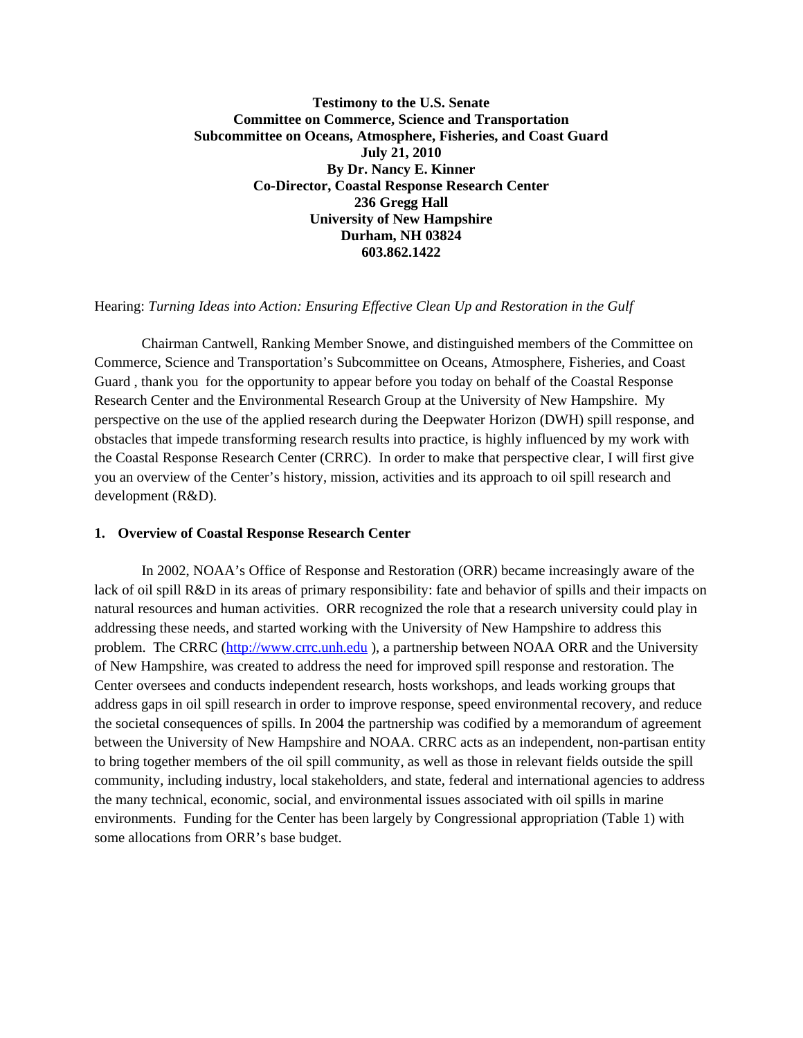**Testimony to the U.S. Senate**
**Committee on Commerce, Science and Transportation**
**Subcommittee on Oceans, Atmosphere, Fisheries, and Coast Guard**
**July 21, 2010**
**By Dr. Nancy E. Kinner**
**Co-Director, Coastal Response Research Center**
**236 Gregg Hall**
**University of New Hampshire**
**Durham, NH 03824**
**603.862.1422**

Hearing: *Turning Ideas into Action: Ensuring Effective Clean Up and Restoration in the Gulf*

Chairman Cantwell, Ranking Member Snowe, and distinguished members of the Committee on Commerce, Science and Transportation's Subcommittee on Oceans, Atmosphere, Fisheries, and Coast Guard , thank you for the opportunity to appear before you today on behalf of the Coastal Response Research Center and the Environmental Research Group at the University of New Hampshire. My perspective on the use of the applied research during the Deepwater Horizon (DWH) spill response, and obstacles that impede transforming research results into practice, is highly influenced by my work with the Coastal Response Research Center (CRRC). In order to make that perspective clear, I will first give you an overview of the Center's history, mission, activities and its approach to oil spill research and development (R&D).

## 1. Overview of Coastal Response Research Center

In 2002, NOAA's Office of Response and Restoration (ORR) became increasingly aware of the lack of oil spill R&D in its areas of primary responsibility: fate and behavior of spills and their impacts on natural resources and human activities. ORR recognized the role that a research university could play in addressing these needs, and started working with the University of New Hampshire to address this problem. The CRRC (http://www.crrc.unh.edu ), a partnership between NOAA ORR and the University of New Hampshire, was created to address the need for improved spill response and restoration. The Center oversees and conducts independent research, hosts workshops, and leads working groups that address gaps in oil spill research in order to improve response, speed environmental recovery, and reduce the societal consequences of spills. In 2004 the partnership was codified by a memorandum of agreement between the University of New Hampshire and NOAA. CRRC acts as an independent, non-partisan entity to bring together members of the oil spill community, as well as those in relevant fields outside the spill community, including industry, local stakeholders, and state, federal and international agencies to address the many technical, economic, social, and environmental issues associated with oil spills in marine environments. Funding for the Center has been largely by Congressional appropriation (Table 1) with some allocations from ORR's base budget.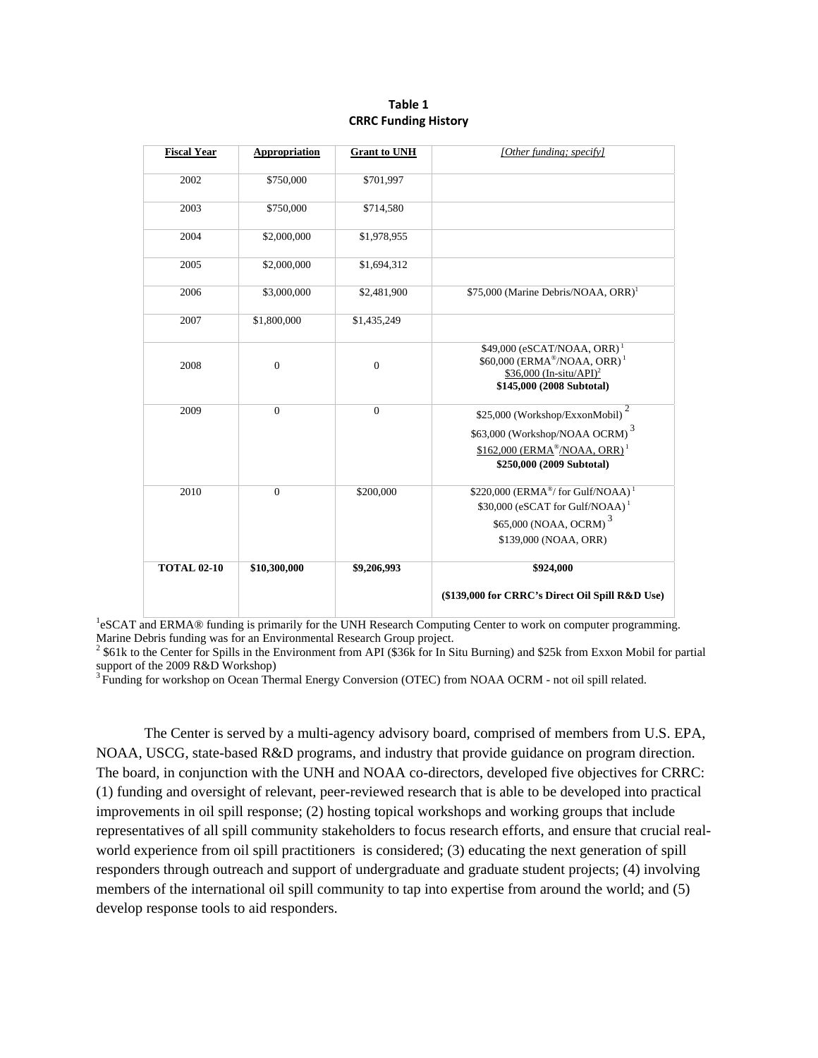**Table 1**
**CRRC Funding History**

| Fiscal Year | Appropriation | Grant to UNH | *[Other funding; specify]* |
|---|---|---|---|
| 2002 | $750,000 | $701,997 | |
| 2003 | $750,000 | $714,580 | |
| 2004 | $2,000,000 | $1,978,955 | |
| 2005 | $2,000,000 | $1,694,312 | |
| 2006 | $3,000,000 | $2,481,900 | $75,000 (Marine Debris/NOAA, ORR)[1] |
| 2007 | $1,800,000 | $1,435,249 | |
| 2008 | 0 | 0 | $49,000 (eSCAT/NOAA, ORR)[1]<br>$60,000 (ERMA®/NOAA, ORR)[1]<br>$36,000 (In-situ/API)[2]<br>**$145,000 (2008 Subtotal)** |
| 2009 | 0 | 0 | $25,000 (Workshop/ExxonMobil)[2]<br>$63,000 (Workshop/NOAA OCRM)[3]<br>$162,000 (ERMA®/NOAA, ORR)[1]<br>**$250,000 (2009 Subtotal)** |
| 2010 | 0 | $200,000 | $220,000 (ERMA®/ for Gulf/NOAA)[1]<br>$30,000 (eSCAT for Gulf/NOAA)[1]<br>$65,000 (NOAA, OCRM)[3]<br>$139,000 (NOAA, ORR) |
| **TOTAL 02-10** | **$10,300,000** | **$9,206,993** | **$924,000**<br><br>**($139,000 for CRRC's Direct Oil Spill R&D Use)** |

[1]eSCAT and ERMA® funding is primarily for the UNH Research Computing Center to work on computer programming. Marine Debris funding was for an Environmental Research Group project.
[2] $61k to the Center for Spills in the Environment from API ($36k for In Situ Burning) and $25k from Exxon Mobil for partial support of the 2009 R&D Workshop)
[3] Funding for workshop on Ocean Thermal Energy Conversion (OTEC) from NOAA OCRM - not oil spill related.

The Center is served by a multi-agency advisory board, comprised of members from U.S. EPA, NOAA, USCG, state-based R&D programs, and industry that provide guidance on program direction. The board, in conjunction with the UNH and NOAA co-directors, developed five objectives for CRRC: (1) funding and oversight of relevant, peer-reviewed research that is able to be developed into practical improvements in oil spill response; (2) hosting topical workshops and working groups that include representatives of all spill community stakeholders to focus research efforts, and ensure that crucial real-world experience from oil spill practitioners is considered; (3) educating the next generation of spill responders through outreach and support of undergraduate and graduate student projects; (4) involving members of the international oil spill community to tap into expertise from around the world; and (5) develop response tools to aid responders.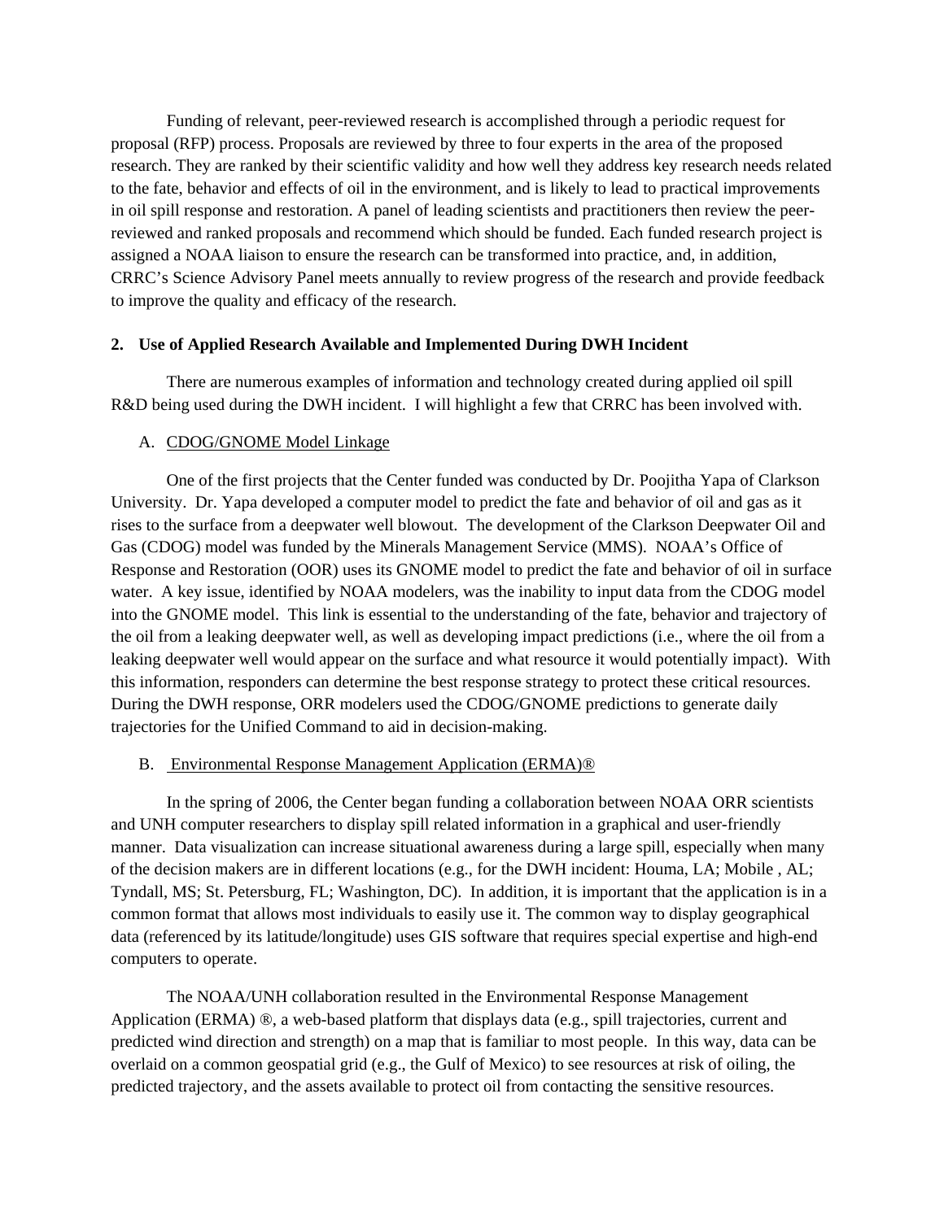Funding of relevant, peer-reviewed research is accomplished through a periodic request for proposal (RFP) process. Proposals are reviewed by three to four experts in the area of the proposed research. They are ranked by their scientific validity and how well they address key research needs related to the fate, behavior and effects of oil in the environment, and is likely to lead to practical improvements in oil spill response and restoration. A panel of leading scientists and practitioners then review the peer-reviewed and ranked proposals and recommend which should be funded. Each funded research project is assigned a NOAA liaison to ensure the research can be transformed into practice, and, in addition, CRRC's Science Advisory Panel meets annually to review progress of the research and provide feedback to improve the quality and efficacy of the research.

## 2. Use of Applied Research Available and Implemented During DWH Incident

There are numerous examples of information and technology created during applied oil spill R&D being used during the DWH incident. I will highlight a few that CRRC has been involved with.

### A. CDOG/GNOME Model Linkage

One of the first projects that the Center funded was conducted by Dr. Poojitha Yapa of Clarkson University. Dr. Yapa developed a computer model to predict the fate and behavior of oil and gas as it rises to the surface from a deepwater well blowout. The development of the Clarkson Deepwater Oil and Gas (CDOG) model was funded by the Minerals Management Service (MMS). NOAA's Office of Response and Restoration (OOR) uses its GNOME model to predict the fate and behavior of oil in surface water. A key issue, identified by NOAA modelers, was the inability to input data from the CDOG model into the GNOME model. This link is essential to the understanding of the fate, behavior and trajectory of the oil from a leaking deepwater well, as well as developing impact predictions (i.e., where the oil from a leaking deepwater well would appear on the surface and what resource it would potentially impact). With this information, responders can determine the best response strategy to protect these critical resources. During the DWH response, ORR modelers used the CDOG/GNOME predictions to generate daily trajectories for the Unified Command to aid in decision-making.

### B. Environmental Response Management Application (ERMA)®

In the spring of 2006, the Center began funding a collaboration between NOAA ORR scientists and UNH computer researchers to display spill related information in a graphical and user-friendly manner. Data visualization can increase situational awareness during a large spill, especially when many of the decision makers are in different locations (e.g., for the DWH incident: Houma, LA; Mobile , AL; Tyndall, MS; St. Petersburg, FL; Washington, DC). In addition, it is important that the application is in a common format that allows most individuals to easily use it. The common way to display geographical data (referenced by its latitude/longitude) uses GIS software that requires special expertise and high-end computers to operate.

The NOAA/UNH collaboration resulted in the Environmental Response Management Application (ERMA) ®, a web-based platform that displays data (e.g., spill trajectories, current and predicted wind direction and strength) on a map that is familiar to most people. In this way, data can be overlaid on a common geospatial grid (e.g., the Gulf of Mexico) to see resources at risk of oiling, the predicted trajectory, and the assets available to protect oil from contacting the sensitive resources.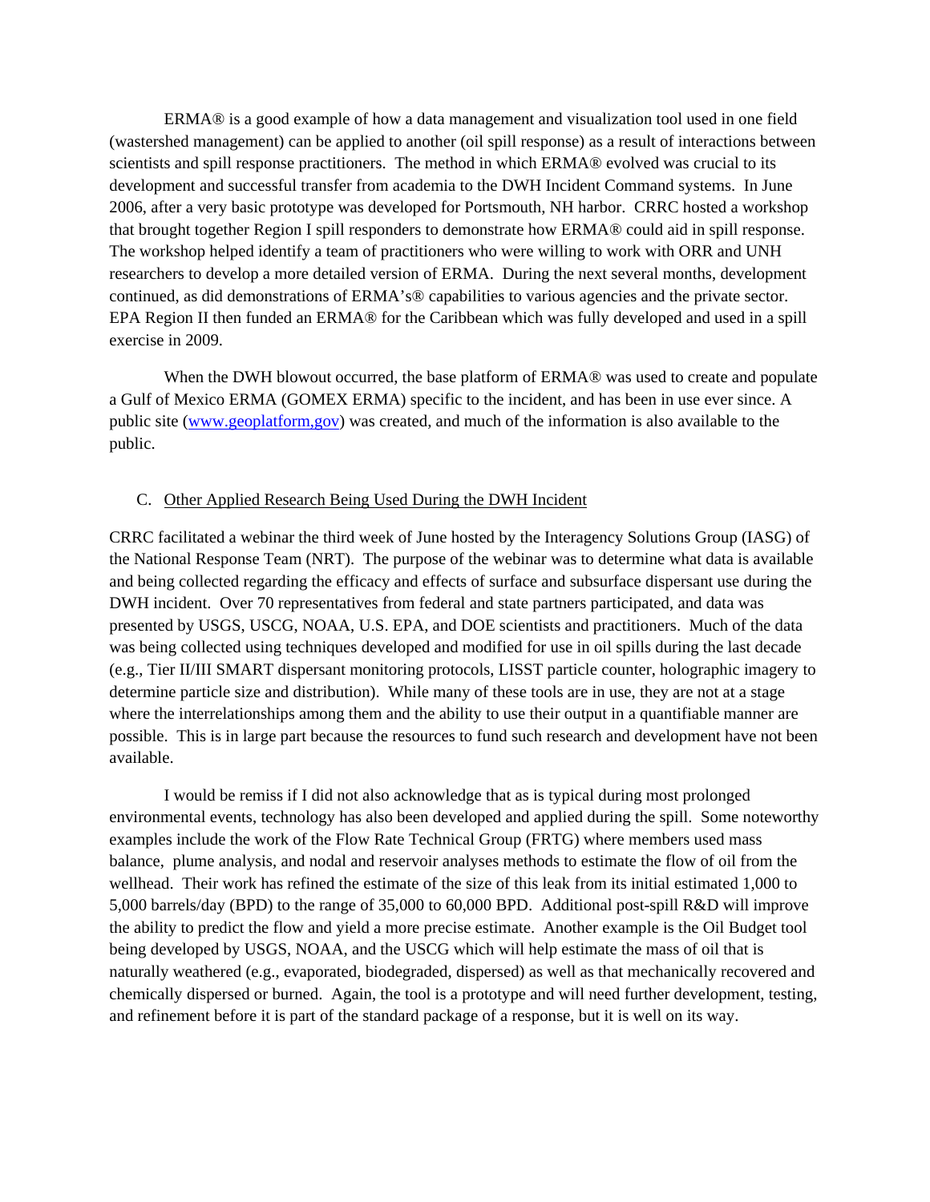ERMA® is a good example of how a data management and visualization tool used in one field (wastershed management) can be applied to another (oil spill response) as a result of interactions between scientists and spill response practitioners. The method in which ERMA® evolved was crucial to its development and successful transfer from academia to the DWH Incident Command systems. In June 2006, after a very basic prototype was developed for Portsmouth, NH harbor. CRRC hosted a workshop that brought together Region I spill responders to demonstrate how ERMA® could aid in spill response. The workshop helped identify a team of practitioners who were willing to work with ORR and UNH researchers to develop a more detailed version of ERMA. During the next several months, development continued, as did demonstrations of ERMA's® capabilities to various agencies and the private sector. EPA Region II then funded an ERMA® for the Caribbean which was fully developed and used in a spill exercise in 2009.

When the DWH blowout occurred, the base platform of ERMA® was used to create and populate a Gulf of Mexico ERMA (GOMEX ERMA) specific to the incident, and has been in use ever since. A public site ([www.geoplatform,gov](www.geoplatform,gov)) was created, and much of the information is also available to the public.

C. Other Applied Research Being Used During the DWH Incident

CRRC facilitated a webinar the third week of June hosted by the Interagency Solutions Group (IASG) of the National Response Team (NRT). The purpose of the webinar was to determine what data is available and being collected regarding the efficacy and effects of surface and subsurface dispersant use during the DWH incident. Over 70 representatives from federal and state partners participated, and data was presented by USGS, USCG, NOAA, U.S. EPA, and DOE scientists and practitioners. Much of the data was being collected using techniques developed and modified for use in oil spills during the last decade (e.g., Tier II/III SMART dispersant monitoring protocols, LISST particle counter, holographic imagery to determine particle size and distribution). While many of these tools are in use, they are not at a stage where the interrelationships among them and the ability to use their output in a quantifiable manner are possible. This is in large part because the resources to fund such research and development have not been available.

I would be remiss if I did not also acknowledge that as is typical during most prolonged environmental events, technology has also been developed and applied during the spill. Some noteworthy examples include the work of the Flow Rate Technical Group (FRTG) where members used mass balance, plume analysis, and nodal and reservoir analyses methods to estimate the flow of oil from the wellhead. Their work has refined the estimate of the size of this leak from its initial estimated 1,000 to 5,000 barrels/day (BPD) to the range of 35,000 to 60,000 BPD. Additional post-spill R&D will improve the ability to predict the flow and yield a more precise estimate. Another example is the Oil Budget tool being developed by USGS, NOAA, and the USCG which will help estimate the mass of oil that is naturally weathered (e.g., evaporated, biodegraded, dispersed) as well as that mechanically recovered and chemically dispersed or burned. Again, the tool is a prototype and will need further development, testing, and refinement before it is part of the standard package of a response, but it is well on its way.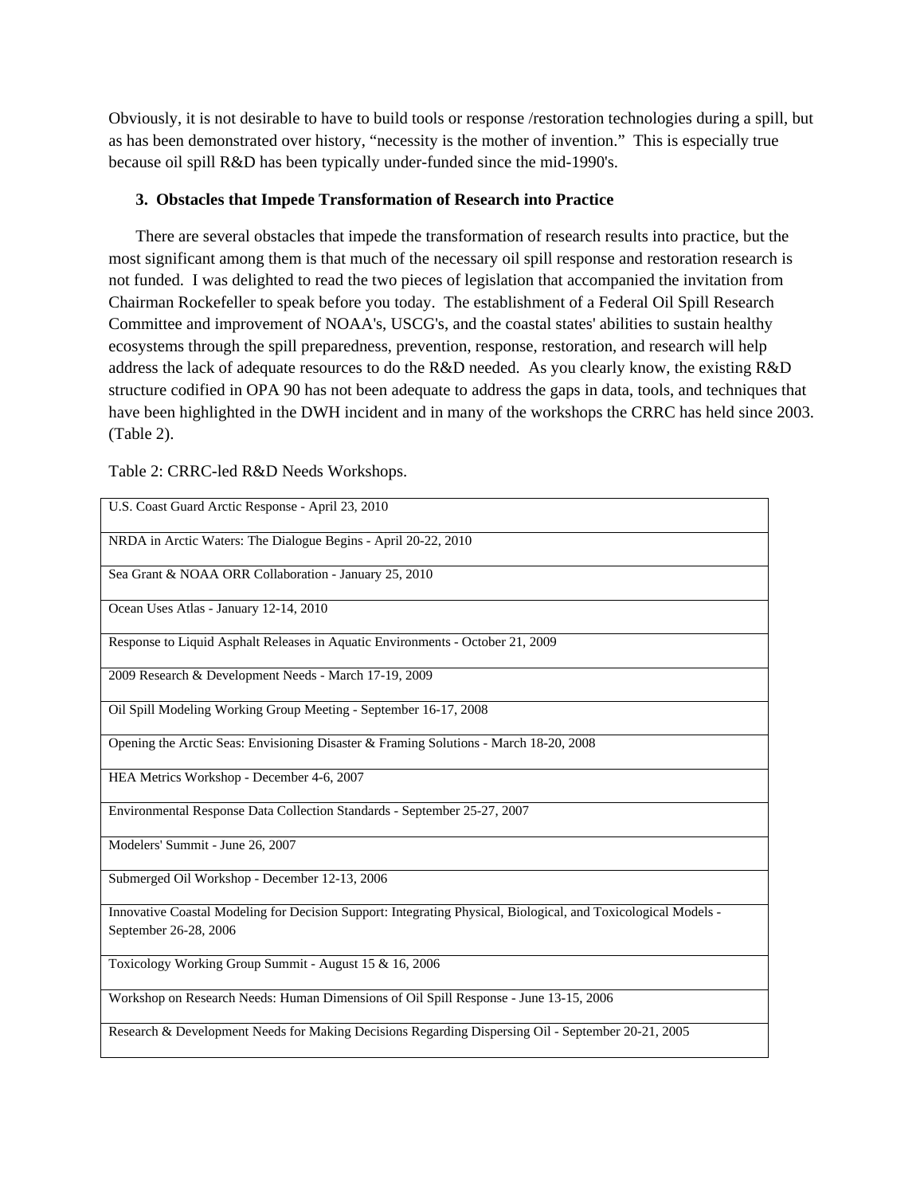Obviously, it is not desirable to have to build tools or response /restoration technologies during a spill, but as has been demonstrated over history, "necessity is the mother of invention." This is especially true because oil spill R&D has been typically under-funded since the mid-1990's.

### 3. Obstacles that Impede Transformation of Research into Practice

There are several obstacles that impede the transformation of research results into practice, but the most significant among them is that much of the necessary oil spill response and restoration research is not funded. I was delighted to read the two pieces of legislation that accompanied the invitation from Chairman Rockefeller to speak before you today. The establishment of a Federal Oil Spill Research Committee and improvement of NOAA's, USCG's, and the coastal states' abilities to sustain healthy ecosystems through the spill preparedness, prevention, response, restoration, and research will help address the lack of adequate resources to do the R&D needed. As you clearly know, the existing R&D structure codified in OPA 90 has not been adequate to address the gaps in data, tools, and techniques that have been highlighted in the DWH incident and in many of the workshops the CRRC has held since 2003. (Table 2).

Table 2: CRRC-led R&D Needs Workshops.

| |
|---|
| U.S. Coast Guard Arctic Response - April 23, 2010 |
| NRDA in Arctic Waters: The Dialogue Begins - April 20-22, 2010 |
| Sea Grant & NOAA ORR Collaboration - January 25, 2010 |
| Ocean Uses Atlas - January 12-14, 2010 |
| Response to Liquid Asphalt Releases in Aquatic Environments - October 21, 2009 |
| 2009 Research & Development Needs - March 17-19, 2009 |
| Oil Spill Modeling Working Group Meeting - September 16-17, 2008 |
| Opening the Arctic Seas: Envisioning Disaster & Framing Solutions - March 18-20, 2008 |
| HEA Metrics Workshop - December 4-6, 2007 |
| Environmental Response Data Collection Standards - September 25-27, 2007 |
| Modelers' Summit - June 26, 2007 |
| Submerged Oil Workshop - December 12-13, 2006 |
| Innovative Coastal Modeling for Decision Support: Integrating Physical, Biological, and Toxicological Models - September 26-28, 2006 |
| Toxicology Working Group Summit - August 15 & 16, 2006 |
| Workshop on Research Needs: Human Dimensions of Oil Spill Response - June 13-15, 2006 |
| Research & Development Needs for Making Decisions Regarding Dispersing Oil - September 20-21, 2005 |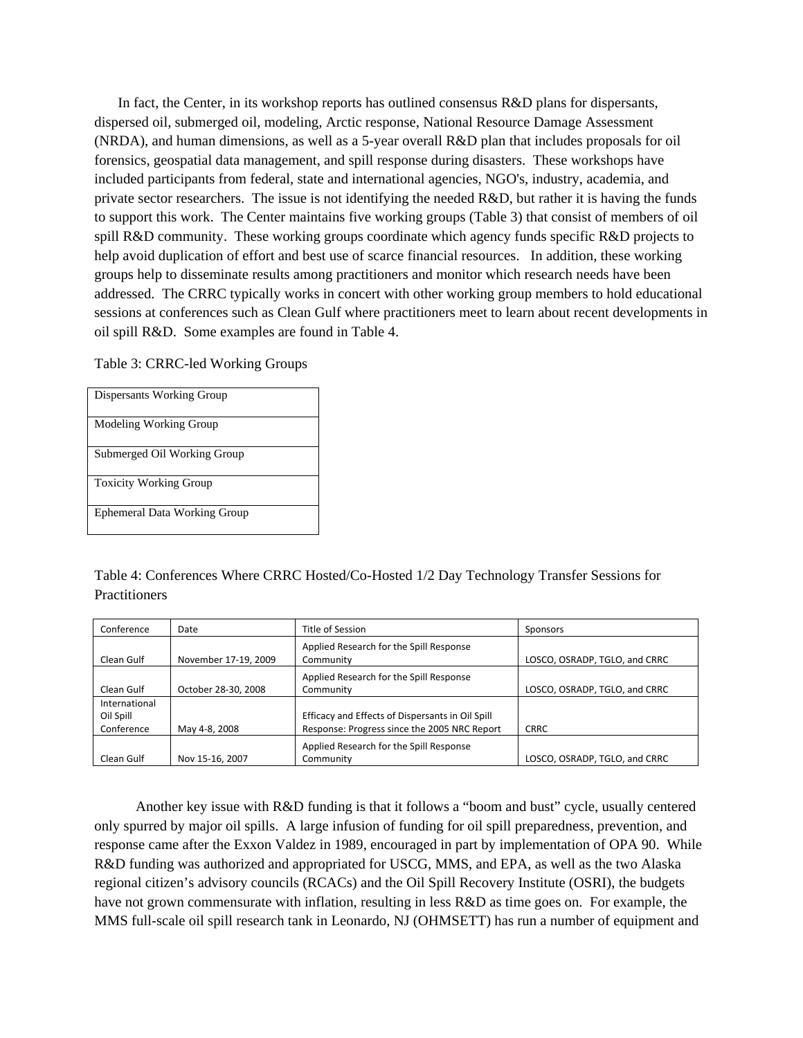In fact, the Center, in its workshop reports has outlined consensus R&D plans for dispersants, dispersed oil, submerged oil, modeling, Arctic response, National Resource Damage Assessment (NRDA), and human dimensions, as well as a 5-year overall R&D plan that includes proposals for oil forensics, geospatial data management, and spill response during disasters. These workshops have included participants from federal, state and international agencies, NGO's, industry, academia, and private sector researchers. The issue is not identifying the needed R&D, but rather it is having the funds to support this work. The Center maintains five working groups (Table 3) that consist of members of oil spill R&D community. These working groups coordinate which agency funds specific R&D projects to help avoid duplication of effort and best use of scarce financial resources. In addition, these working groups help to disseminate results among practitioners and monitor which research needs have been addressed. The CRRC typically works in concert with other working group members to hold educational sessions at conferences such as Clean Gulf where practitioners meet to learn about recent developments in oil spill R&D. Some examples are found in Table 4.

Table 3: CRRC-led Working Groups

| |
|---|
| Dispersants Working Group |
| Modeling Working Group |
| Submerged Oil Working Group |
| Toxicity Working Group |
| Ephemeral Data Working Group |

Table 4: Conferences Where CRRC Hosted/Co-Hosted 1/2 Day Technology Transfer Sessions for Practitioners

| Conference | Date | Title of Session | Sponsors |
|---|---|---|---|
| Clean Gulf | November 17-19, 2009 | Applied Research for the Spill Response Community | LOSCO, OSRADP, TGLO, and CRRC |
| Clean Gulf | October 28-30, 2008 | Applied Research for the Spill Response Community | LOSCO, OSRADP, TGLO, and CRRC |
| International Oil Spill Conference | May 4-8, 2008 | Efficacy and Effects of Dispersants in Oil Spill Response: Progress since the 2005 NRC Report | CRRC |
| Clean Gulf | Nov 15-16, 2007 | Applied Research for the Spill Response Community | LOSCO, OSRADP, TGLO, and CRRC |

Another key issue with R&D funding is that it follows a "boom and bust" cycle, usually centered only spurred by major oil spills. A large infusion of funding for oil spill preparedness, prevention, and response came after the Exxon Valdez in 1989, encouraged in part by implementation of OPA 90. While R&D funding was authorized and appropriated for USCG, MMS, and EPA, as well as the two Alaska regional citizen's advisory councils (RCACs) and the Oil Spill Recovery Institute (OSRI), the budgets have not grown commensurate with inflation, resulting in less R&D as time goes on. For example, the MMS full-scale oil spill research tank in Leonardo, NJ (OHMSETT) has run a number of equipment and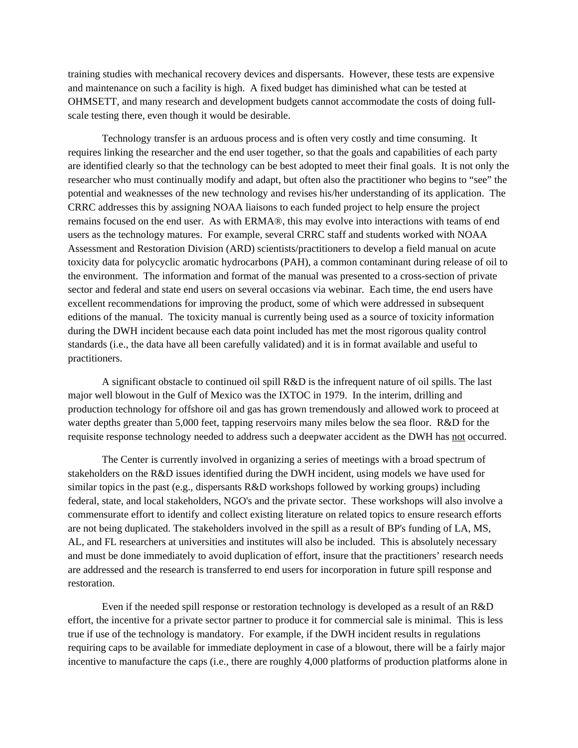training studies with mechanical recovery devices and dispersants. However, these tests are expensive and maintenance on such a facility is high. A fixed budget has diminished what can be tested at OHMSETT, and many research and development budgets cannot accommodate the costs of doing full-scale testing there, even though it would be desirable.

Technology transfer is an arduous process and is often very costly and time consuming. It requires linking the researcher and the end user together, so that the goals and capabilities of each party are identified clearly so that the technology can be best adopted to meet their final goals. It is not only the researcher who must continually modify and adapt, but often also the practitioner who begins to "see" the potential and weaknesses of the new technology and revises his/her understanding of its application. The CRRC addresses this by assigning NOAA liaisons to each funded project to help ensure the project remains focused on the end user. As with ERMA®, this may evolve into interactions with teams of end users as the technology matures. For example, several CRRC staff and students worked with NOAA Assessment and Restoration Division (ARD) scientists/practitioners to develop a field manual on acute toxicity data for polycyclic aromatic hydrocarbons (PAH), a common contaminant during release of oil to the environment. The information and format of the manual was presented to a cross-section of private sector and federal and state end users on several occasions via webinar. Each time, the end users have excellent recommendations for improving the product, some of which were addressed in subsequent editions of the manual. The toxicity manual is currently being used as a source of toxicity information during the DWH incident because each data point included has met the most rigorous quality control standards (i.e., the data have all been carefully validated) and it is in format available and useful to practitioners.

A significant obstacle to continued oil spill R&D is the infrequent nature of oil spills. The last major well blowout in the Gulf of Mexico was the IXTOC in 1979. In the interim, drilling and production technology for offshore oil and gas has grown tremendously and allowed work to proceed at water depths greater than 5,000 feet, tapping reservoirs many miles below the sea floor. R&D for the requisite response technology needed to address such a deepwater accident as the DWH has <u>not</u> occurred.

The Center is currently involved in organizing a series of meetings with a broad spectrum of stakeholders on the R&D issues identified during the DWH incident, using models we have used for similar topics in the past (e.g., dispersants R&D workshops followed by working groups) including federal, state, and local stakeholders, NGO's and the private sector. These workshops will also involve a commensurate effort to identify and collect existing literature on related topics to ensure research efforts are not being duplicated. The stakeholders involved in the spill as a result of BP's funding of LA, MS, AL, and FL researchers at universities and institutes will also be included. This is absolutely necessary and must be done immediately to avoid duplication of effort, insure that the practitioners' research needs are addressed and the research is transferred to end users for incorporation in future spill response and restoration.

Even if the needed spill response or restoration technology is developed as a result of an R&D effort, the incentive for a private sector partner to produce it for commercial sale is minimal. This is less true if use of the technology is mandatory. For example, if the DWH incident results in regulations requiring caps to be available for immediate deployment in case of a blowout, there will be a fairly major incentive to manufacture the caps (i.e., there are roughly 4,000 platforms of production platforms alone in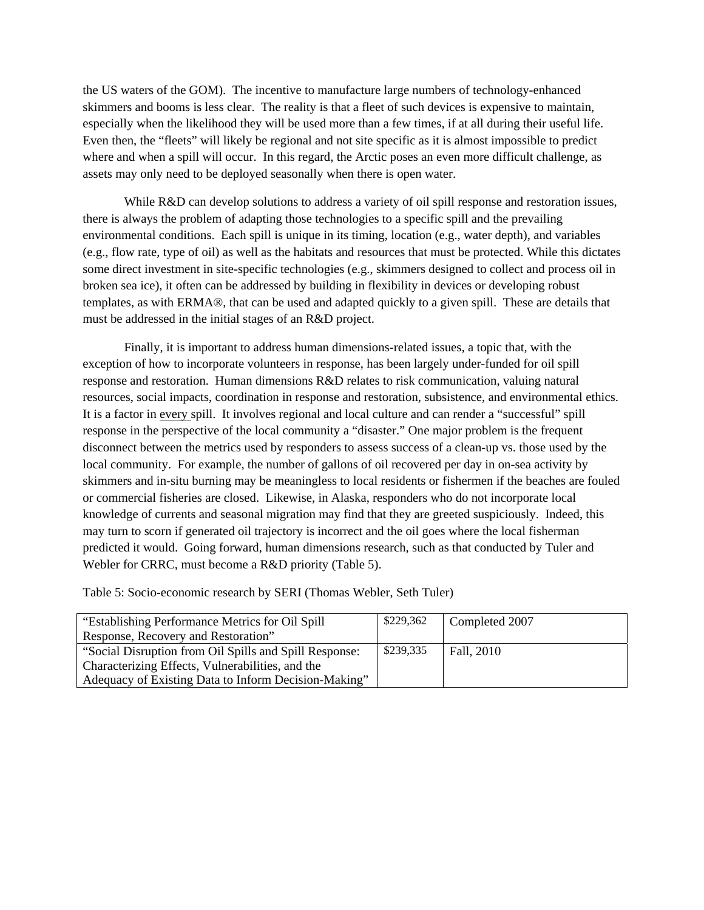the US waters of the GOM). The incentive to manufacture large numbers of technology-enhanced skimmers and booms is less clear. The reality is that a fleet of such devices is expensive to maintain, especially when the likelihood they will be used more than a few times, if at all during their useful life. Even then, the "fleets" will likely be regional and not site specific as it is almost impossible to predict where and when a spill will occur. In this regard, the Arctic poses an even more difficult challenge, as assets may only need to be deployed seasonally when there is open water.

While R&D can develop solutions to address a variety of oil spill response and restoration issues, there is always the problem of adapting those technologies to a specific spill and the prevailing environmental conditions. Each spill is unique in its timing, location (e.g., water depth), and variables (e.g., flow rate, type of oil) as well as the habitats and resources that must be protected. While this dictates some direct investment in site-specific technologies (e.g., skimmers designed to collect and process oil in broken sea ice), it often can be addressed by building in flexibility in devices or developing robust templates, as with ERMA®, that can be used and adapted quickly to a given spill. These are details that must be addressed in the initial stages of an R&D project.

Finally, it is important to address human dimensions-related issues, a topic that, with the exception of how to incorporate volunteers in response, has been largely under-funded for oil spill response and restoration. Human dimensions R&D relates to risk communication, valuing natural resources, social impacts, coordination in response and restoration, subsistence, and environmental ethics. It is a factor in <u>every</u> spill. It involves regional and local culture and can render a "successful" spill response in the perspective of the local community a "disaster." One major problem is the frequent disconnect between the metrics used by responders to assess success of a clean-up vs. those used by the local community. For example, the number of gallons of oil recovered per day in on-sea activity by skimmers and in-situ burning may be meaningless to local residents or fishermen if the beaches are fouled or commercial fisheries are closed. Likewise, in Alaska, responders who do not incorporate local knowledge of currents and seasonal migration may find that they are greeted suspiciously. Indeed, this may turn to scorn if generated oil trajectory is incorrect and the oil goes where the local fisherman predicted it would. Going forward, human dimensions research, such as that conducted by Tuler and Webler for CRRC, must become a R&D priority (Table 5).

Table 5: Socio-economic research by SERI (Thomas Webler, Seth Tuler)

| | | |
|---|---|---|
| "Establishing Performance Metrics for Oil Spill Response, Recovery and Restoration" | $229,362 | Completed 2007 |
| "Social Disruption from Oil Spills and Spill Response: Characterizing Effects, Vulnerabilities, and the Adequacy of Existing Data to Inform Decision-Making" | $239,335 | Fall, 2010 |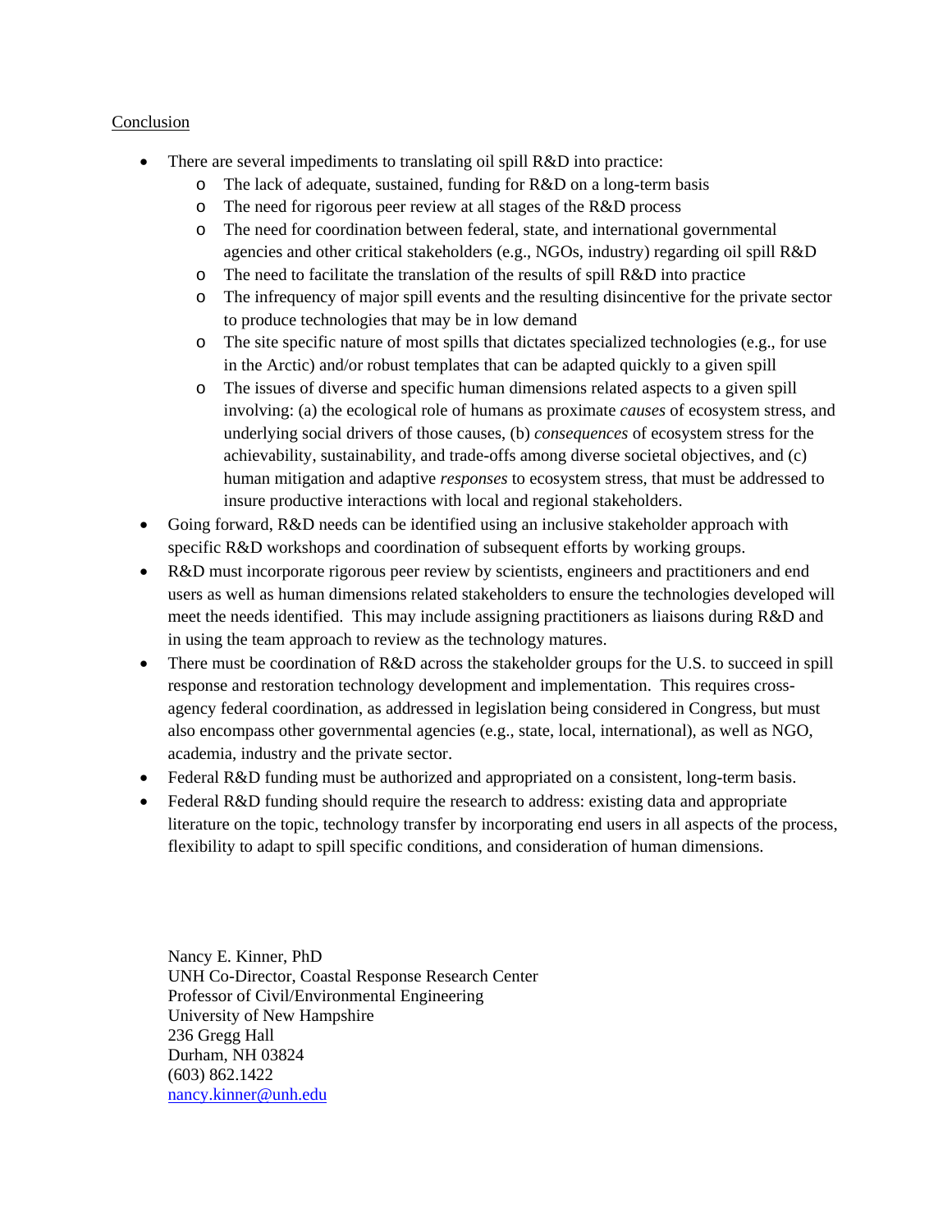Conclusion

- There are several impediments to translating oil spill R&D into practice:
  - The lack of adequate, sustained, funding for R&D on a long-term basis
  - The need for rigorous peer review at all stages of the R&D process
  - The need for coordination between federal, state, and international governmental agencies and other critical stakeholders (e.g., NGOs, industry) regarding oil spill R&D
  - The need to facilitate the translation of the results of spill R&D into practice
  - The infrequency of major spill events and the resulting disincentive for the private sector to produce technologies that may be in low demand
  - The site specific nature of most spills that dictates specialized technologies (e.g., for use in the Arctic) and/or robust templates that can be adapted quickly to a given spill
  - The issues of diverse and specific human dimensions related aspects to a given spill involving: (a) the ecological role of humans as proximate *causes* of ecosystem stress, and underlying social drivers of those causes, (b) *consequences* of ecosystem stress for the achievability, sustainability, and trade-offs among diverse societal objectives, and (c) human mitigation and adaptive *responses* to ecosystem stress, that must be addressed to insure productive interactions with local and regional stakeholders.
- Going forward, R&D needs can be identified using an inclusive stakeholder approach with specific R&D workshops and coordination of subsequent efforts by working groups.
- R&D must incorporate rigorous peer review by scientists, engineers and practitioners and end users as well as human dimensions related stakeholders to ensure the technologies developed will meet the needs identified. This may include assigning practitioners as liaisons during R&D and in using the team approach to review as the technology matures.
- There must be coordination of R&D across the stakeholder groups for the U.S. to succeed in spill response and restoration technology development and implementation. This requires cross-agency federal coordination, as addressed in legislation being considered in Congress, but must also encompass other governmental agencies (e.g., state, local, international), as well as NGO, academia, industry and the private sector.
- Federal R&D funding must be authorized and appropriated on a consistent, long-term basis.
- Federal R&D funding should require the research to address: existing data and appropriate literature on the topic, technology transfer by incorporating end users in all aspects of the process, flexibility to adapt to spill specific conditions, and consideration of human dimensions.

Nancy E. Kinner, PhD
UNH Co-Director, Coastal Response Research Center
Professor of Civil/Environmental Engineering
University of New Hampshire
236 Gregg Hall
Durham, NH 03824
(603) 862.1422
nancy.kinner@unh.edu